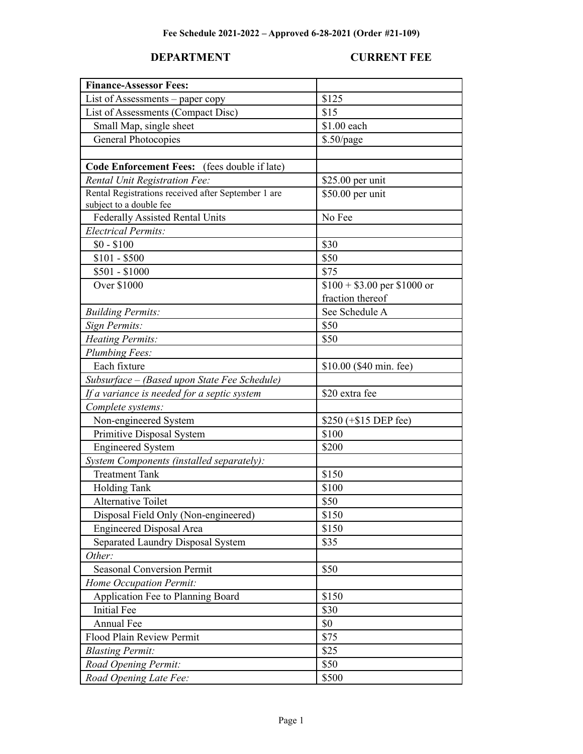**Fee Schedule 2021-2022 – Approved 6-28-2021 (Order #21-109)**

| **DEPARTMENT** | **CURRENT FEE** |
|---|---|
| **Finance-Assessor Fees:** | |
| List of Assessments – paper copy | $125 |
| List of Assessments (Compact Disc) | $15 |
| Small Map, single sheet | $1.00 each |
| General Photocopies | $.50/page |
| | |
| **Code Enforcement Fees:** (fees double if late) | |
| *Rental Unit Registration Fee:* | $25.00 per unit |
| Rental Registrations received after September 1 are subject to a double fee | $50.00 per unit |
| Federally Assisted Rental Units | No Fee |
| *Electrical Permits:* | |
| $0 - $100 | $30 |
| $101 - $500 | $50 |
| $501 - $1000 | $75 |
| Over $1000 | $100 + $3.00 per $1000 or fraction thereof |
| *Building Permits:* | See Schedule A |
| *Sign Permits:* | $50 |
| *Heating Permits:* | $50 |
| *Plumbing Fees:* | |
| Each fixture | $10.00 ($40 min. fee) |
| *Subsurface – (Based upon State Fee Schedule)* | |
| *If a variance is needed for a septic system* | $20 extra fee |
| *Complete systems:* | |
| Non-engineered System | $250 (+$15 DEP fee) |
| Primitive Disposal System | $100 |
| Engineered System | $200 |
| *System Components (installed separately):* | |
| Treatment Tank | $150 |
| Holding Tank | $100 |
| Alternative Toilet | $50 |
| Disposal Field Only (Non-engineered) | $150 |
| Engineered Disposal Area | $150 |
| Separated Laundry Disposal System | $35 |
| *Other:* | |
| Seasonal Conversion Permit | $50 |
| *Home Occupation Permit:* | |
| Application Fee to Planning Board | $150 |
| Initial Fee | $30 |
| Annual Fee | $0 |
| Flood Plain Review Permit | $75 |
| *Blasting Permit:* | $25 |
| *Road Opening Permit:* | $50 |
| *Road Opening Late Fee:* | $500 |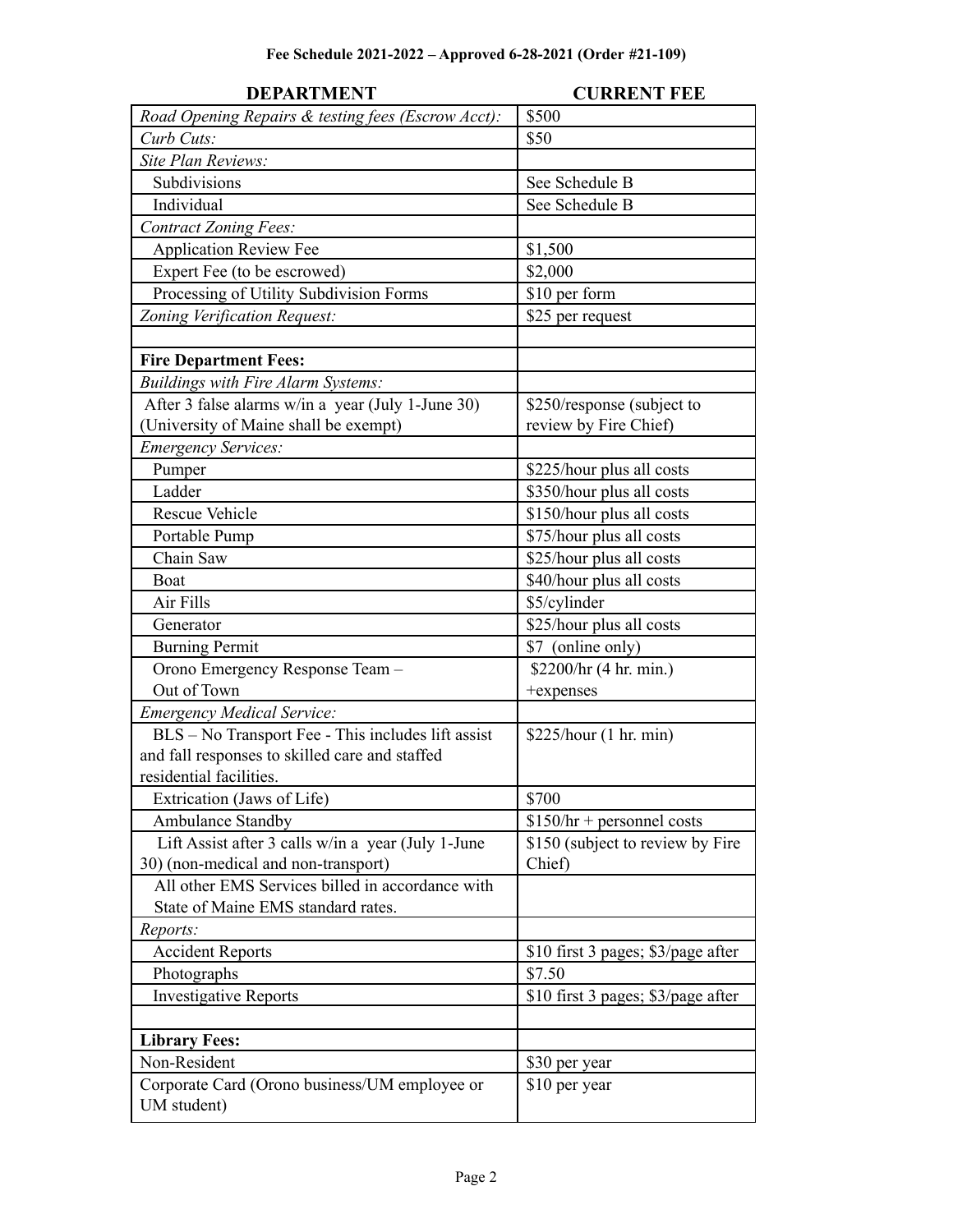**Fee Schedule 2021-2022 – Approved 6-28-2021 (Order #21-109)**

| DEPARTMENT | CURRENT FEE |
|---|---|
| *Road Opening Repairs & testing fees (Escrow Acct):* | $500 |
| *Curb Cuts:* | $50 |
| *Site Plan Reviews:* | |
| Subdivisions | See Schedule B |
| Individual | See Schedule B |
| *Contract Zoning Fees:* | |
| Application Review Fee | $1,500 |
| Expert Fee (to be escrowed) | $2,000 |
| Processing of Utility Subdivision Forms | $10 per form |
| *Zoning Verification Request:* | $25 per request |
| | |
| **Fire Department Fees:** | |
| *Buildings with Fire Alarm Systems:* | |
| After 3 false alarms w/in a year (July 1-June 30) (University of Maine shall be exempt) | $250/response (subject to review by Fire Chief) |
| *Emergency Services:* | |
| Pumper | $225/hour plus all costs |
| Ladder | $350/hour plus all costs |
| Rescue Vehicle | $150/hour plus all costs |
| Portable Pump | $75/hour plus all costs |
| Chain Saw | $25/hour plus all costs |
| Boat | $40/hour plus all costs |
| Air Fills | $5/cylinder |
| Generator | $25/hour plus all costs |
| Burning Permit | $7 (online only) |
| Orono Emergency Response Team – Out of Town | $2200/hr (4 hr. min.) +expenses |
| *Emergency Medical Service:* | |
| BLS – No Transport Fee - This includes lift assist and fall responses to skilled care and staffed residential facilities. | $225/hour (1 hr. min) |
| Extrication (Jaws of Life) | $700 |
| Ambulance Standby | $150/hr + personnel costs |
| Lift Assist after 3 calls w/in a year (July 1-June 30) (non-medical and non-transport) | $150 (subject to review by Fire Chief) |
| All other EMS Services billed in accordance with State of Maine EMS standard rates. | |
| *Reports:* | |
| Accident Reports | $10 first 3 pages; $3/page after |
| Photographs | $7.50 |
| Investigative Reports | $10 first 3 pages; $3/page after |
| | |
| **Library Fees:** | |
| Non-Resident | $30 per year |
| Corporate Card (Orono business/UM employee or UM student) | $10 per year |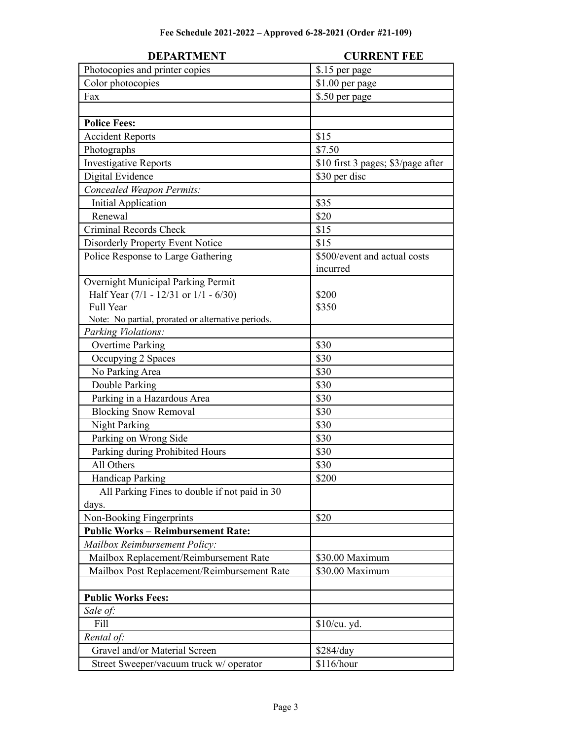**Fee Schedule 2021-2022 – Approved 6-28-2021 (Order #21-109)**

| DEPARTMENT | CURRENT FEE |
|---|---|
| Photocopies and printer copies | $.15 per page |
| Color photocopies | $1.00 per page |
| Fax | $.50 per page |
| | |
| **Police Fees:** | |
| Accident Reports | $15 |
| Photographs | $7.50 |
| Investigative Reports | $10 first 3 pages; $3/page after |
| Digital Evidence | $30 per disc |
| *Concealed Weapon Permits:* | |
| Initial Application | $35 |
| Renewal | $20 |
| Criminal Records Check | $15 |
| Disorderly Property Event Notice | $15 |
| Police Response to Large Gathering | $500/event and actual costs incurred |
| Overnight Municipal Parking Permit<br>Half Year (7/1 - 12/31 or 1/1 - 6/30)<br>Full Year<br>Note: No partial, prorated or alternative periods. | <br>$200<br>$350 |
| *Parking Violations:* | |
| Overtime Parking | $30 |
| Occupying 2 Spaces | $30 |
| No Parking Area | $30 |
| Double Parking | $30 |
| Parking in a Hazardous Area | $30 |
| Blocking Snow Removal | $30 |
| Night Parking | $30 |
| Parking on Wrong Side | $30 |
| Parking during Prohibited Hours | $30 |
| All Others | $30 |
| Handicap Parking | $200 |
| All Parking Fines to double if not paid in 30 days. | |
| Non-Booking Fingerprints | $20 |
| **Public Works – Reimbursement Rate:** | |
| *Mailbox Reimbursement Policy:* | |
| Mailbox Replacement/Reimbursement Rate | $30.00 Maximum |
| Mailbox Post Replacement/Reimbursement Rate | $30.00 Maximum |
| | |
| **Public Works Fees:** | |
| *Sale of:* | |
| Fill | $10/cu. yd. |
| *Rental of:* | |
| Gravel and/or Material Screen | $284/day |
| Street Sweeper/vacuum truck w/ operator | $116/hour |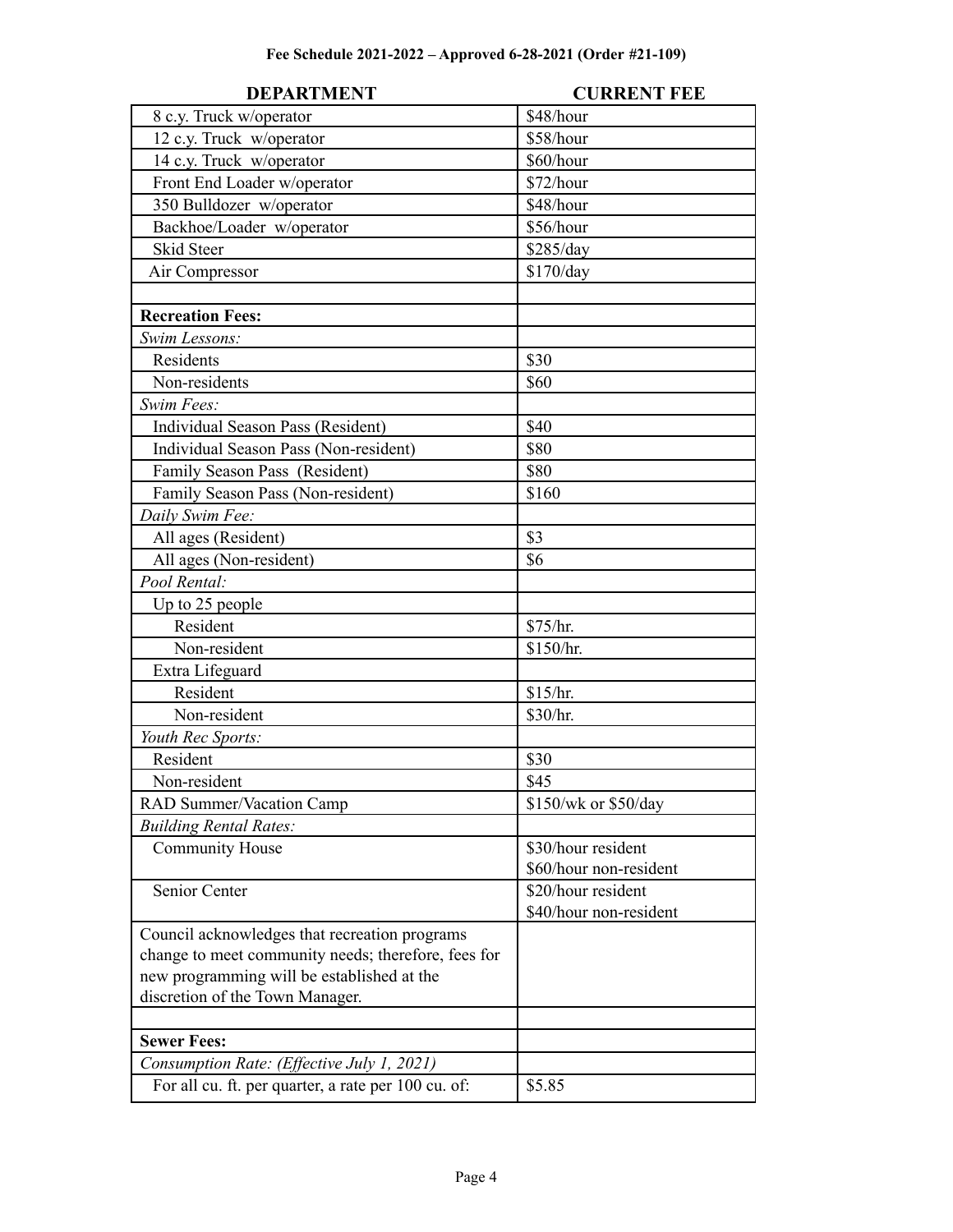**Fee Schedule 2021-2022 – Approved 6-28-2021 (Order #21-109)**

| DEPARTMENT | CURRENT FEE |
|---|---|
| 8 c.y. Truck w/operator | $48/hour |
| 12 c.y. Truck w/operator | $58/hour |
| 14 c.y. Truck w/operator | $60/hour |
| Front End Loader w/operator | $72/hour |
| 350 Bulldozer w/operator | $48/hour |
| Backhoe/Loader w/operator | $56/hour |
| Skid Steer | $285/day |
| Air Compressor | $170/day |
| | |
| **Recreation Fees:** | |
| *Swim Lessons:* | |
| Residents | $30 |
| Non-residents | $60 |
| *Swim Fees:* | |
| Individual Season Pass (Resident) | $40 |
| Individual Season Pass (Non-resident) | $80 |
| Family Season Pass (Resident) | $80 |
| Family Season Pass (Non-resident) | $160 |
| *Daily Swim Fee:* | |
| All ages (Resident) | $3 |
| All ages (Non-resident) | $6 |
| *Pool Rental:* | |
| Up to 25 people | |
| Resident | $75/hr. |
| Non-resident | $150/hr. |
| Extra Lifeguard | |
| Resident | $15/hr. |
| Non-resident | $30/hr. |
| *Youth Rec Sports:* | |
| Resident | $30 |
| Non-resident | $45 |
| RAD Summer/Vacation Camp | $150/wk or $50/day |
| *Building Rental Rates:* | |
| Community House | $30/hour resident<br>$60/hour non-resident |
| Senior Center | $20/hour resident<br>$40/hour non-resident |
| Council acknowledges that recreation programs change to meet community needs; therefore, fees for new programming will be established at the discretion of the Town Manager. | |
| | |
| **Sewer Fees:** | |
| *Consumption Rate: (Effective July 1, 2021)* | |
| For all cu. ft. per quarter, a rate per 100 cu. of: | $5.85 |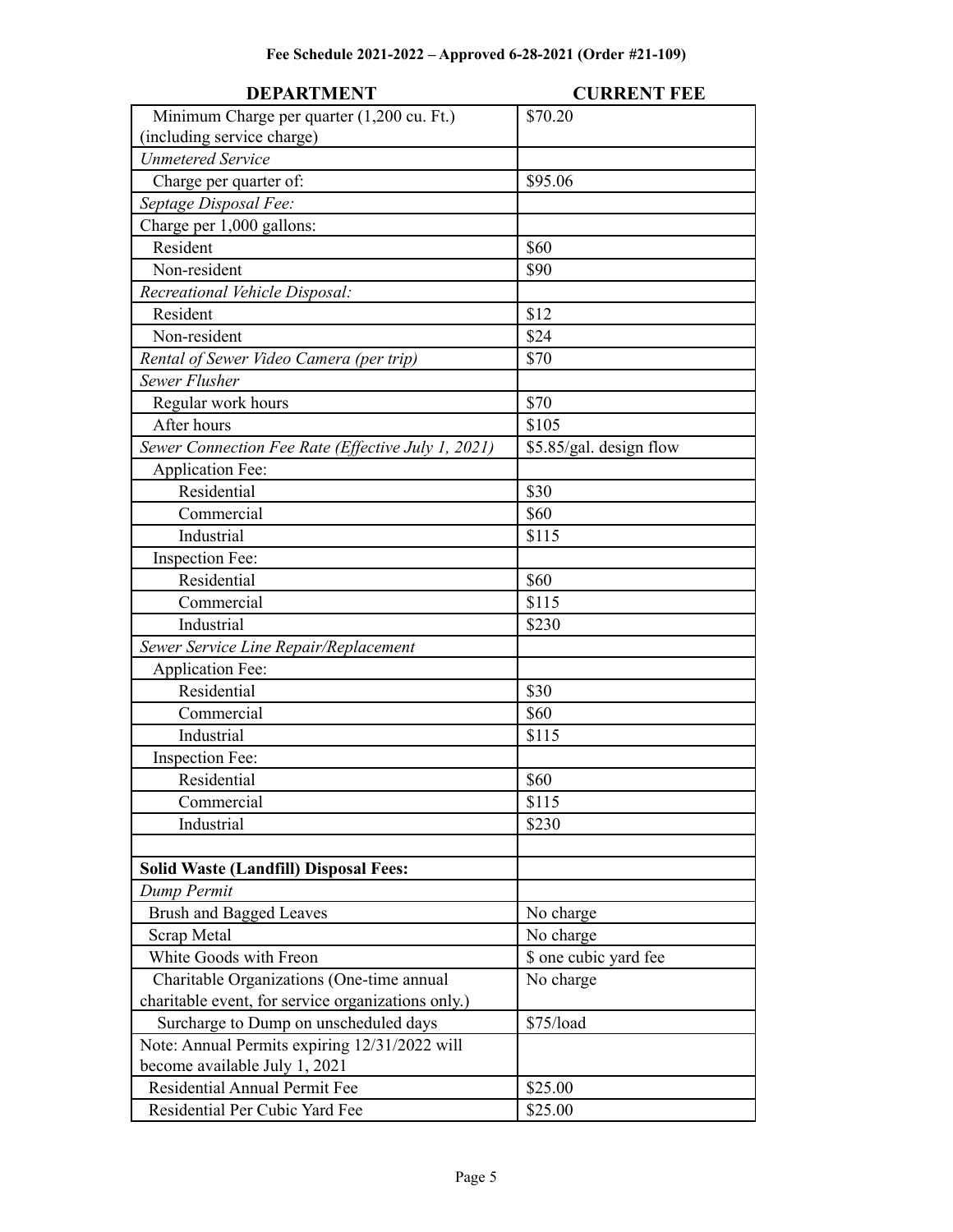**Fee Schedule 2021-2022 – Approved 6-28-2021 (Order #21-109)**

| DEPARTMENT | CURRENT FEE |
|---|---|
| Minimum Charge per quarter (1,200 cu. Ft.) (including service charge) | $70.20 |
| *Unmetered Service* | |
| Charge per quarter of: | $95.06 |
| *Septage Disposal Fee:* | |
| Charge per 1,000 gallons: | |
| Resident | $60 |
| Non-resident | $90 |
| *Recreational Vehicle Disposal:* | |
| Resident | $12 |
| Non-resident | $24 |
| *Rental of Sewer Video Camera (per trip)* | $70 |
| *Sewer Flusher* | |
| Regular work hours | $70 |
| After hours | $105 |
| *Sewer Connection Fee Rate (Effective July 1, 2021)* | $5.85/gal. design flow |
| Application Fee: | |
| Residential | $30 |
| Commercial | $60 |
| Industrial | $115 |
| Inspection Fee: | |
| Residential | $60 |
| Commercial | $115 |
| Industrial | $230 |
| *Sewer Service Line Repair/Replacement* | |
| Application Fee: | |
| Residential | $30 |
| Commercial | $60 |
| Industrial | $115 |
| Inspection Fee: | |
| Residential | $60 |
| Commercial | $115 |
| Industrial | $230 |
| | |
| **Solid Waste (Landfill) Disposal Fees:** | |
| *Dump Permit* | |
| Brush and Bagged Leaves | No charge |
| Scrap Metal | No charge |
| White Goods with Freon | $ one cubic yard fee |
| Charitable Organizations (One-time annual charitable event, for service organizations only.) | No charge |
| Surcharge to Dump on unscheduled days | $75/load |
| Note: Annual Permits expiring 12/31/2022 will become available July 1, 2021 | |
| Residential Annual Permit Fee | $25.00 |
| Residential Per Cubic Yard Fee | $25.00 |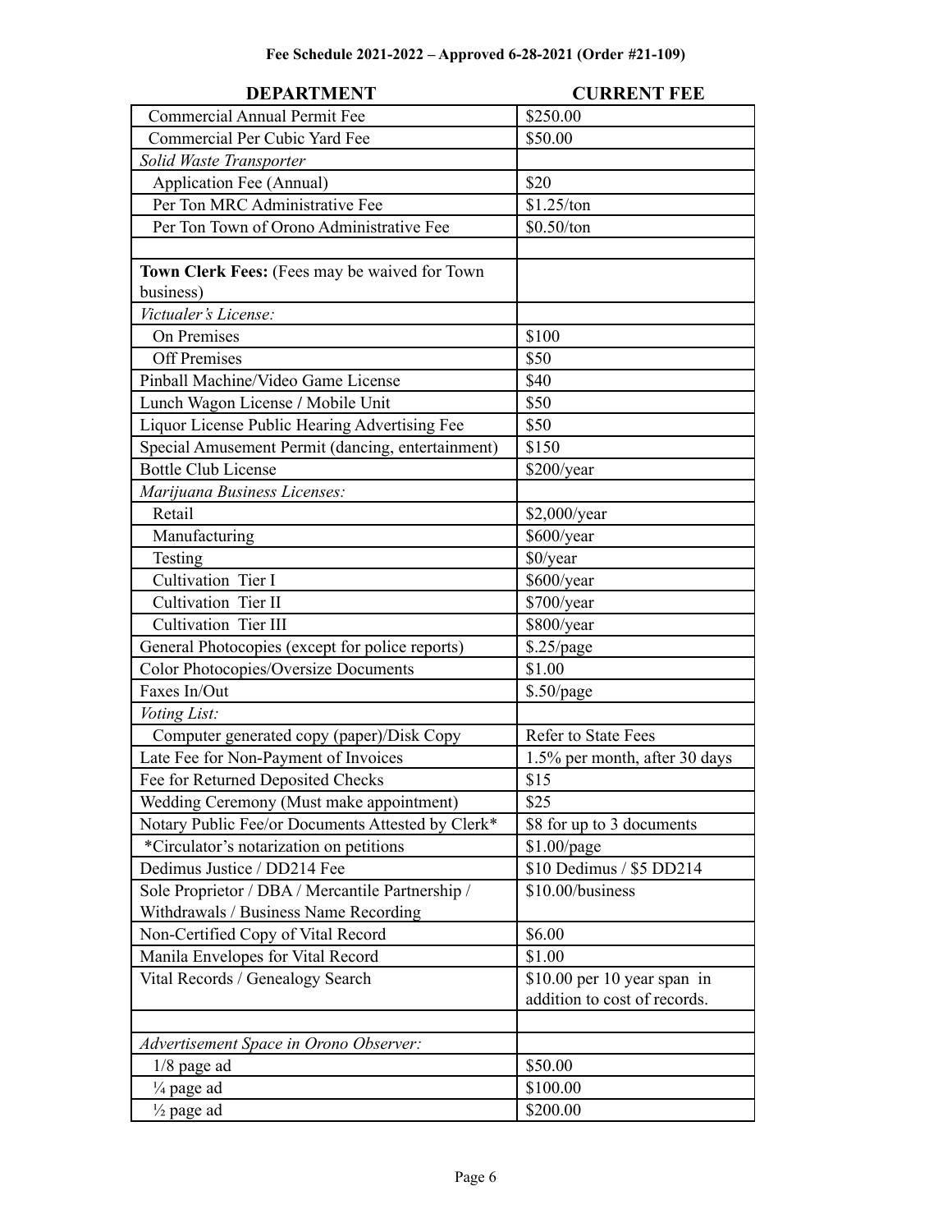**Fee Schedule 2021-2022 – Approved 6-28-2021 (Order #21-109)**

| DEPARTMENT | CURRENT FEE |
|---|---|
| Commercial Annual Permit Fee | $250.00 |
| Commercial Per Cubic Yard Fee | $50.00 |
| *Solid Waste Transporter* | |
| Application Fee (Annual) | $20 |
| Per Ton MRC Administrative Fee | $1.25/ton |
| Per Ton Town of Orono Administrative Fee | $0.50/ton |
| | |
| **Town Clerk Fees:** (Fees may be waived for Town business) | |
| *Victualer's License:* | |
| On Premises | $100 |
| Off Premises | $50 |
| Pinball Machine/Video Game License | $40 |
| Lunch Wagon License / Mobile Unit | $50 |
| Liquor License Public Hearing Advertising Fee | $50 |
| Special Amusement Permit (dancing, entertainment) | $150 |
| Bottle Club License | $200/year |
| *Marijuana Business Licenses:* | |
| Retail | $2,000/year |
| Manufacturing | $600/year |
| Testing | $0/year |
| Cultivation Tier I | $600/year |
| Cultivation Tier II | $700/year |
| Cultivation Tier III | $800/year |
| General Photocopies (except for police reports) | $.25/page |
| Color Photocopies/Oversize Documents | $1.00 |
| Faxes In/Out | $.50/page |
| *Voting List:* | |
| Computer generated copy (paper)/Disk Copy | Refer to State Fees |
| Late Fee for Non-Payment of Invoices | 1.5% per month, after 30 days |
| Fee for Returned Deposited Checks | $15 |
| Wedding Ceremony (Must make appointment) | $25 |
| Notary Public Fee/or Documents Attested by Clerk* | $8 for up to 3 documents |
| *Circulator's notarization on petitions | $1.00/page |
| Dedimus Justice / DD214 Fee | $10 Dedimus / $5 DD214 |
| Sole Proprietor / DBA / Mercantile Partnership / Withdrawals / Business Name Recording | $10.00/business |
| Non-Certified Copy of Vital Record | $6.00 |
| Manila Envelopes for Vital Record | $1.00 |
| Vital Records / Genealogy Search | $10.00 per 10 year span in addition to cost of records. |
| | |
| *Advertisement Space in Orono Observer:* | |
| 1/8 page ad | $50.00 |
| ¼ page ad | $100.00 |
| ½ page ad | $200.00 |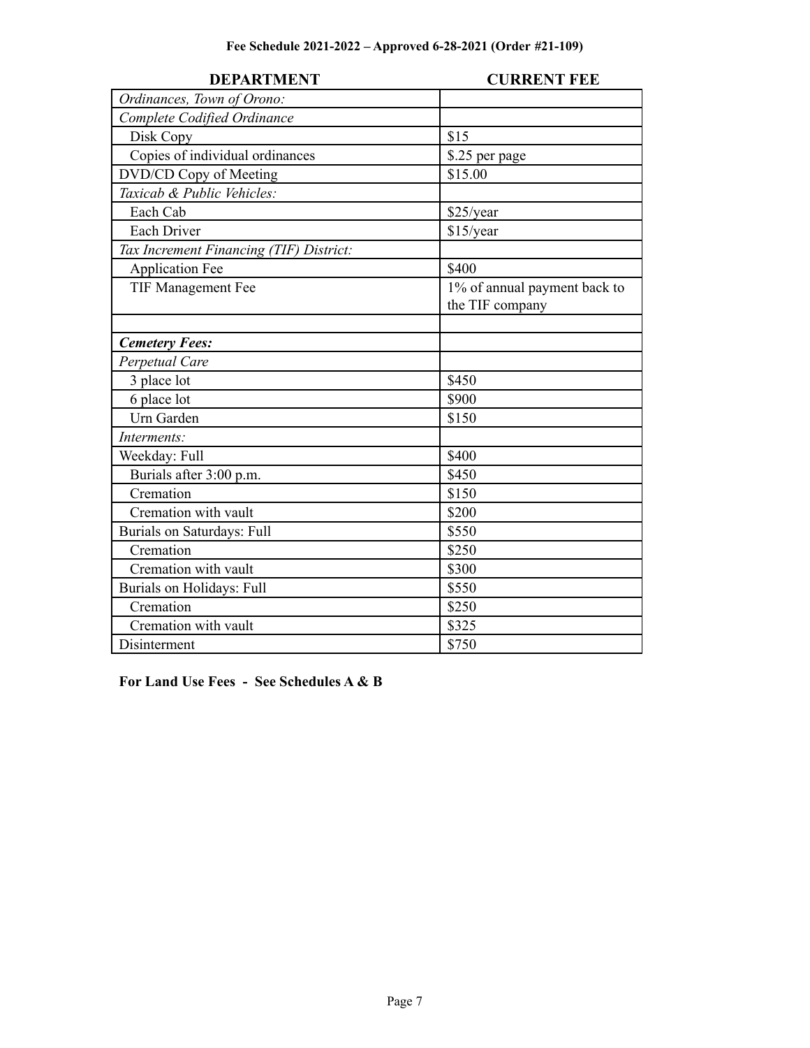**Fee Schedule 2021-2022 – Approved 6-28-2021 (Order #21-109)**

| DEPARTMENT | CURRENT FEE |
|---|---|
| *Ordinances, Town of Orono:* | |
| *Complete Codified Ordinance* | |
| Disk Copy | $15 |
| Copies of individual ordinances | $.25 per page |
| DVD/CD Copy of Meeting | $15.00 |
| *Taxicab & Public Vehicles:* | |
| Each Cab | $25/year |
| Each Driver | $15/year |
| *Tax Increment Financing (TIF) District:* | |
| Application Fee | $400 |
| TIF Management Fee | 1% of annual payment back to the TIF company |
| | |
| ***Cemetery Fees:*** | |
| *Perpetual Care* | |
| 3 place lot | $450 |
| 6 place lot | $900 |
| Urn Garden | $150 |
| *Interments:* | |
| Weekday: Full | $400 |
| Burials after 3:00 p.m. | $450 |
| Cremation | $150 |
| Cremation with vault | $200 |
| Burials on Saturdays: Full | $550 |
| Cremation | $250 |
| Cremation with vault | $300 |
| Burials on Holidays: Full | $550 |
| Cremation | $250 |
| Cremation with vault | $325 |
| Disinterment | $750 |

**For Land Use Fees - See Schedules A & B**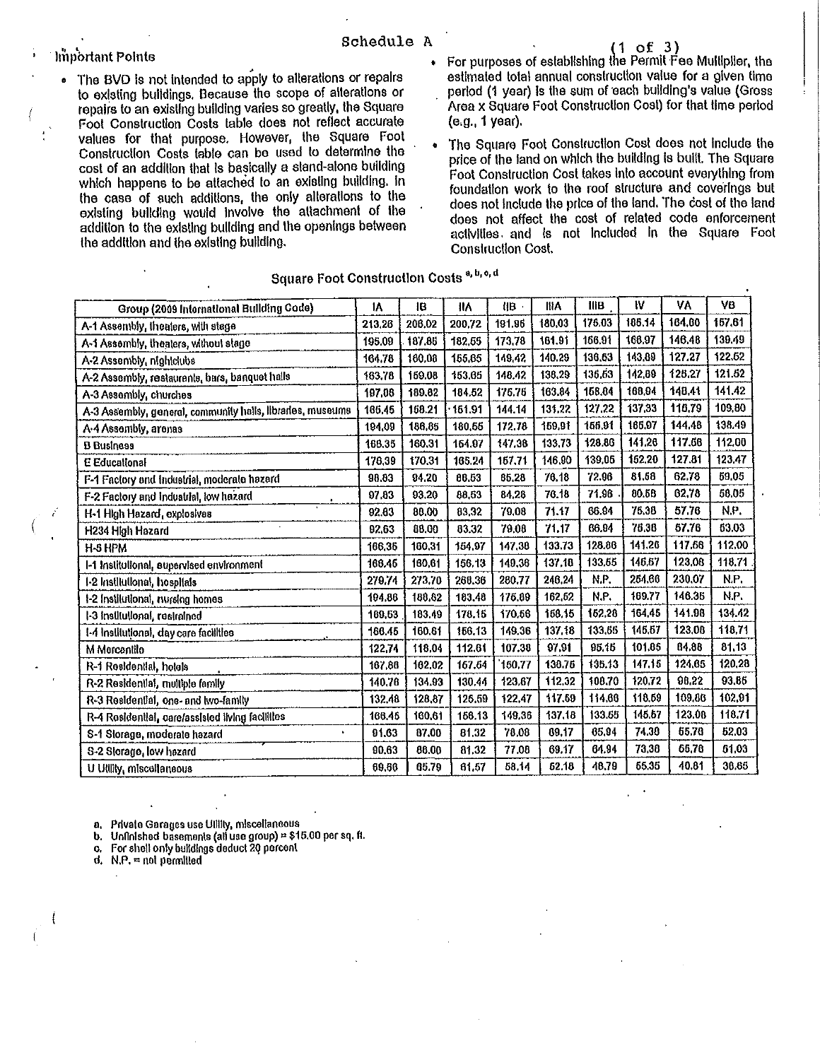# Schedule A

## Important Points

- The BVD is not intended to apply to alterations or repairs to existing buildings. Because the scope of alterations or repairs to an existing building varies so greatly, the Square Foot Construction Costs table does not reflect accurate values for that purpose. However, the Square Foot Construction Costs table can be used to determine the cost of an addition that is basically a stand-alone building which happens to be attached to an existing building. In the case of such additions, the only alterations to the existing building would involve the attachment of the addition to the existing building and the openings between the addition and the existing building.
- For purposes of establishing the Permit Fee Multiplier, the estimated total annual construction value for a given time period (1 year) is the sum of each building's value (Gross Area x Square Foot Construction Cost) for that time period (e.g., 1 year).
- The Square Foot Construction Cost does not include the price of the land on which the building is built. The Square Foot Construction Cost takes into account everything from foundation work to the roof structure and coverings but does not include the price of the land. The cost of the land does not affect the cost of related code enforcement activities and is not included in the Square Foot Construction Cost.

### Square Foot Construction Costs [a, b, c, d]

| Group (2009 International Building Code) | IA | IB | IIA | IIB | IIIA | IIIB | IV | VA | VB |
|---|---|---|---|---|---|---|---|---|---|
| A-1 Assembly, theaters, with stage | 213.26 | 206.02 | 200.72 | 191.96 | 180.03 | 175.03 | 185.14 | 164.00 | 157.61 |
| A-1 Assembly, theaters, without stage | 195.09 | 187.85 | 182.55 | 173.78 | 161.91 | 156.91 | 166.97 | 146.48 | 139.49 |
| A-2 Assembly, nightclubs | 164.78 | 160.08 | 155.65 | 149.42 | 140.29 | 136.53 | 143.69 | 127.27 | 122.52 |
| A-2 Assembly, restaurants, bars, banquet halls | 163.78 | 159.08 | 153.65 | 148.42 | 138.29 | 135.53 | 142.69 | 126.27 | 121.52 |
| A-3 Assembly, churches | 197.06 | 189.82 | 184.52 | 175.75 | 163.84 | 158.84 | 168.94 | 148.41 | 141.42 |
| A-3 Assembly, general, community halls, libraries, museums | 165.45 | 158.21 | 151.91 | 144.14 | 131.22 | 127.22 | 137.33 | 115.79 | 109.80 |
| A-4 Assembly, arenas | 194.09 | 186.85 | 180.55 | 172.78 | 159.91 | 155.91 | 165.97 | 144.48 | 138.49 |
| B Business | 168.35 | 160.31 | 154.97 | 147.38 | 133.73 | 128.86 | 141.26 | 117.56 | 112.00 |
| E Educational | 176.39 | 170.31 | 165.24 | 157.71 | 146.90 | 139.05 | 152.20 | 127.81 | 123.47 |
| F-1 Factory and Industrial, moderate hazard | 98.83 | 94.20 | 88.53 | 85.28 | 76.18 | 72.96 | 81.58 | 62.78 | 59.05 |
| F-2 Factory and Industrial, low hazard | 97.83 | 93.20 | 88.53 | 84.28 | 76.18 | 71.96 | 80.58 | 62.78 | 58.05 |
| H-1 High Hazard, explosives | 92.63 | 88.00 | 83.32 | 79.08 | 71.17 | 66.94 | 75.38 | 57.76 | N.P. |
| H234 High Hazard | 92.63 | 88.00 | 83.32 | 79.08 | 71.17 | 66.94 | 75.38 | 57.76 | 53.03 |
| H-5 HPM | 168.35 | 160.31 | 154.97 | 147.38 | 133.73 | 128.86 | 141.26 | 117.56 | 112.00 |
| I-1 Institutional, supervised environment | 166.45 | 160.61 | 156.13 | 149.36 | 137.18 | 133.55 | 145.57 | 123.08 | 118.71 |
| I-2 Institutional, hospitals | 279.74 | 273.70 | 268.36 | 260.77 | 246.24 | N.P. | 254.66 | 230.07 | N.P. |
| I-2 Institutional, nursing homes | 194.86 | 188.82 | 183.48 | 175.89 | 162.52 | N.P. | 169.77 | 146.35 | N.P. |
| I-3 Institutional, restrained | 189.53 | 183.49 | 178.15 | 170.56 | 158.15 | 152.28 | 164.45 | 141.98 | 134.42 |
| I-4 Institutional, day care facilities | 166.45 | 160.61 | 156.13 | 149.36 | 137.18 | 133.55 | 145.57 | 123.08 | 118.71 |
| M Mercantile | 122.74 | 118.04 | 112.61 | 107.38 | 97.91 | 95.15 | 101.65 | 84.86 | 81.13 |
| R-1 Residential, hotels | 167.88 | 162.02 | 157.54 | 150.77 | 138.75 | 135.13 | 147.15 | 124.65 | 120.28 |
| R-2 Residential, multiple family | 140.76 | 134.93 | 130.44 | 123.67 | 112.32 | 108.70 | 120.72 | 98.22 | 93.85 |
| R-3 Residential, one- and two-family | 132.48 | 128.87 | 125.59 | 122.47 | 117.59 | 114.68 | 118.59 | 109.56 | 102.91 |
| R-4 Residential, care/assisted living facilities | 166.45 | 160.61 | 156.13 | 149.36 | 137.18 | 133.55 | 145.57 | 123.08 | 118.71 |
| S-1 Storage, moderate hazard | 91.63 | 87.00 | 81.32 | 78.08 | 69.17 | 65.94 | 74.38 | 55.76 | 52.03 |
| S-2 Storage, low hazard | 90.63 | 86.00 | 81.32 | 77.08 | 69.17 | 64.94 | 73.38 | 55.76 | 51.03 |
| U Utility, miscellaneous | 69.66 | 65.79 | 61.57 | 58.14 | 52.18 | 48.79 | 55.35 | 40.81 | 38.65 |

a. Private Garages use Utility, miscellaneous
b. Unfinished basements (all use group) = $15.00 per sq. ft.
c. For shell only buildings deduct 20 percent
d. N.P. = not permitted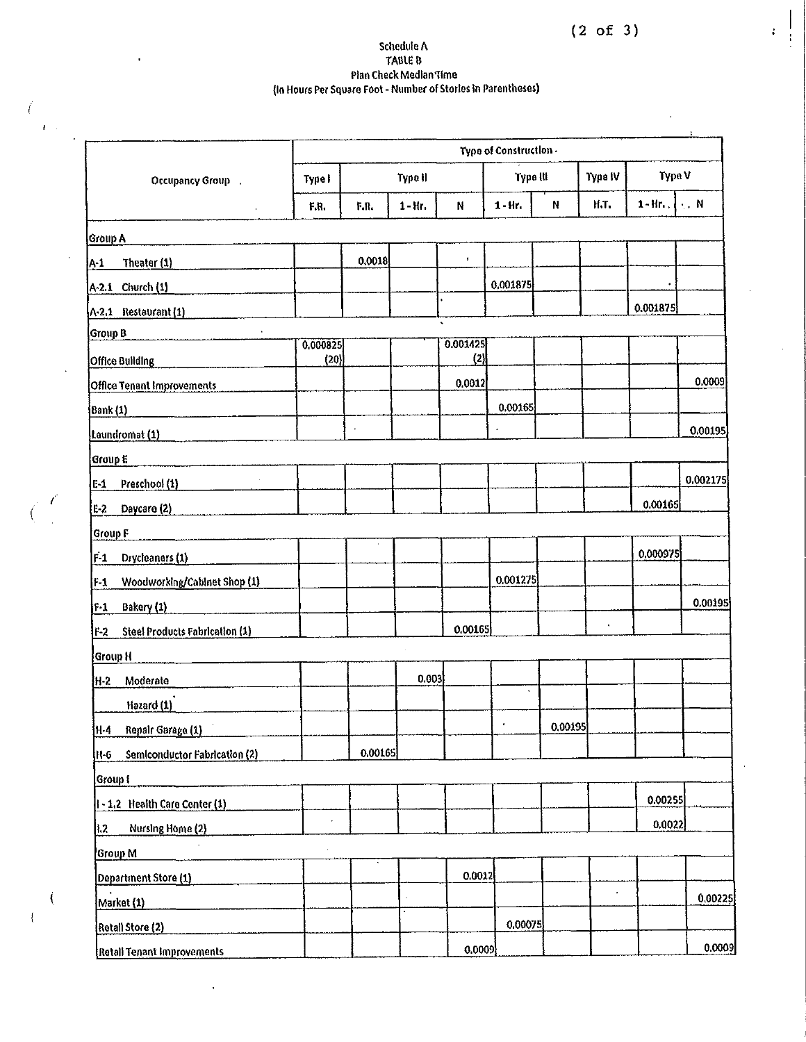Schedule A

TABLE B

Plan Check Median Time

(In Hours Per Square Foot - Number of Stories in Parentheses)

| Occupancy Group | Type of Construction | | | | | | | | |
|---|---|---|---|---|---|---|---|---|---|
| | Type I | Type II | | | Type III | | Type IV | Type V | |
| | F.R. | F.R. | 1-Hr. | N | 1-Hr. | N | H.T. | 1-Hr. | N |
| **Group A** | | | | | | | | | |
| A-1 Theater (1) | | 0.0018 | | | | | | | |
| A-2.1 Church (1) | | | | | 0.001875 | | | | |
| A-2.1 Restaurant (1) | | | | | | | | 0.001875 | |
| **Group B** | | | | | | | | | |
| Office Building | 0.000825 (20) | | | 0.001425 (2) | | | | | |
| Office Tenant Improvements | | | | 0.0012 | | | | | 0.0009 |
| Bank (1) | | | | | 0.00165 | | | | |
| Laundromat (1) | | | | | | | | | 0.00195 |
| **Group E** | | | | | | | | | |
| E-1 Preschool (1) | | | | | | | | | 0.002175 |
| E-2 Daycare (2) | | | | | | | | 0.00165 | |
| **Group F** | | | | | | | | | |
| F-1 Drycleaners (1) | | | | | | | | 0.000975 | |
| F-1 Woodworking/Cabinet Shop (1) | | | | | 0.001275 | | | | |
| F-1 Bakery (1) | | | | | | | | | 0.00195 |
| F-2 Steel Products Fabrication (1) | | | | 0.00165 | | | | | |
| **Group H** | | | | | | | | | |
| H-2 Moderate Hazard (1) | | | 0.003 | | | | | | |
| H-4 Repair Garage (1) | | | | | | 0.00195 | | | |
| H-6 Semiconductor Fabrication (2) | | 0.00165 | | | | | | | |
| **Group I** | | | | | | | | | |
| I-1.2 Health Care Center (1) | | | | | | | | 0.00255 | |
| I.2 Nursing Home (2) | | | | | | | | 0.0022 | |
| **Group M** | | | | | | | | | |
| Department Store (1) | | | | 0.0012 | | | | | |
| Market (1) | | | | | | | | | 0.00225 |
| Retail Store (2) | | | | | 0.00075 | | | | |
| Retail Tenant Improvements | | | | 0.0009 | | | | | 0.0009 |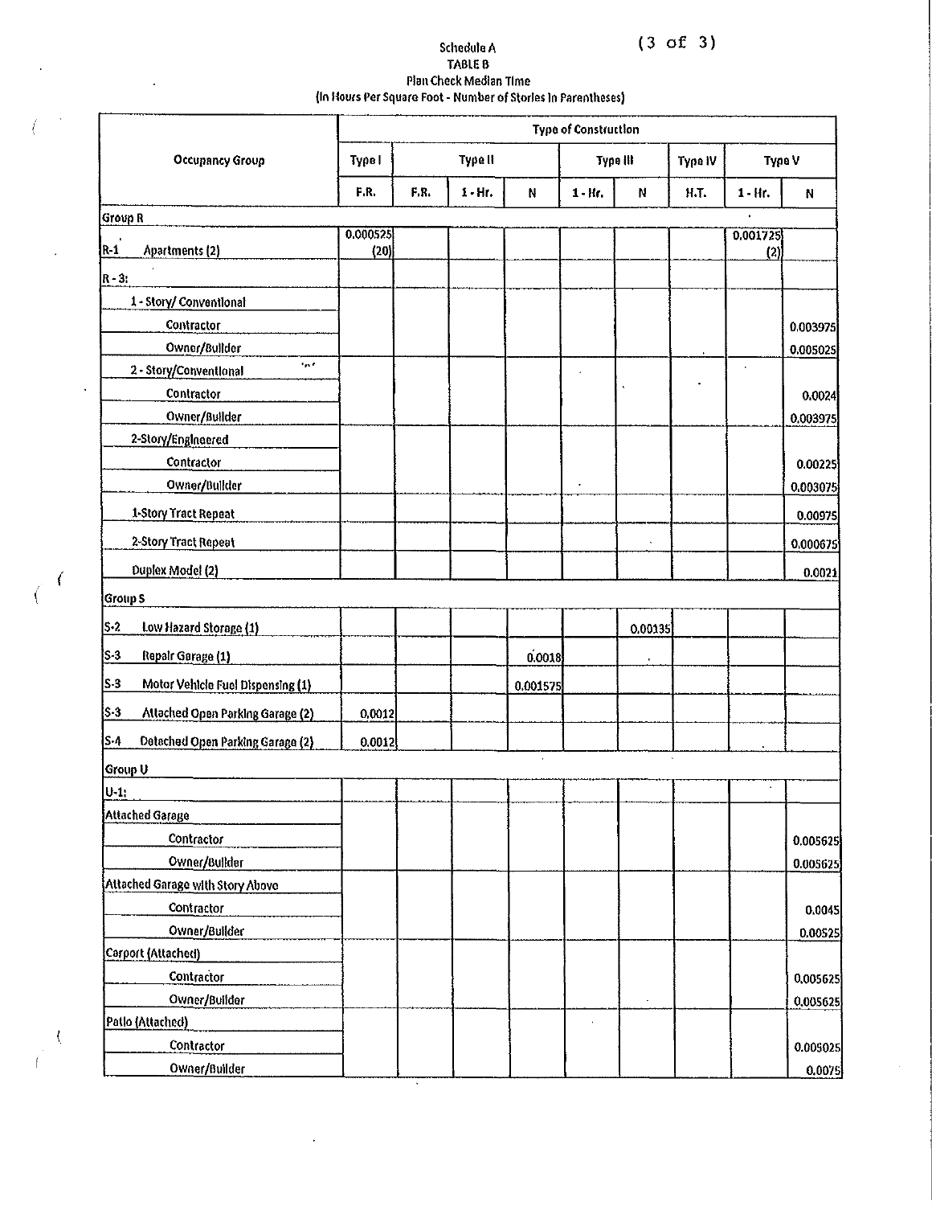Schedule A

TABLE B

Plan Check Median Time

(In Hours Per Square Foot - Number of Stories In Parentheses)

| Occupancy Group | Type of Construction | | | | | | | | |
|---|---|---|---|---|---|---|---|---|---|
| | Type I | Type II | | | Type III | | Type IV | Type V | |
| | F.R. | F.R. | 1 - Hr. | N | 1 - Hr. | N | H.T. | 1 - Hr. | N |
| **Group R** | | | | | | | | | |
| R-1 Apartments (2) | 0.000525 (20) | | | | | | | 0.001725 (2) | |
| R - 3: | | | | | | | | | |
| 1 - Story/ Conventional | | | | | | | | | |
| Contractor | | | | | | | | | 0.003975 |
| Owner/Builder | | | | | | | | | 0.005025 |
| 2 - Story/Conventional | | | | | | | | | |
| Contractor | | | | | | | | | 0.0024 |
| Owner/Builder | | | | | | | | | 0.003975 |
| 2-Story/Engineered | | | | | | | | | |
| Contractor | | | | | | | | | 0.00225 |
| Owner/Builder | | | | | | | | | 0.003075 |
| 1-Story Tract Repeat | | | | | | | | | 0.00975 |
| 2-Story Tract Repeat | | | | | | | | | 0.000675 |
| Duplex Model (2) | | | | | | | | | 0.0021 |
| **Group S** | | | | | | | | | |
| S-2 Low Hazard Storage (1) | | | | | | 0.00135 | | | |
| S-3 Repair Garage (1) | | | | 0.0018 | | | | | |
| S-3 Motor Vehicle Fuel Dispensing (1) | | | | 0.001575 | | | | | |
| S-3 Attached Open Parking Garage (2) | 0.0012 | | | | | | | | |
| S-4 Detached Open Parking Garage (2) | 0.0012 | | | | | | | | |
| **Group U** | | | | | | | | | |
| U-1: | | | | | | | | | |
| Attached Garage | | | | | | | | | |
| Contractor | | | | | | | | | 0.005625 |
| Owner/Builder | | | | | | | | | 0.005625 |
| Attached Garage with Story Above | | | | | | | | | |
| Contractor | | | | | | | | | 0.0045 |
| Owner/Builder | | | | | | | | | 0.00525 |
| Carport (Attached) | | | | | | | | | |
| Contractor | | | | | | | | | 0.005625 |
| Owner/Builder | | | | | | | | | 0.005625 |
| Patio (Attached) | | | | | | | | | |
| Contractor | | | | | | | | | 0.005025 |
| Owner/Builder | | | | | | | | | 0.0075 |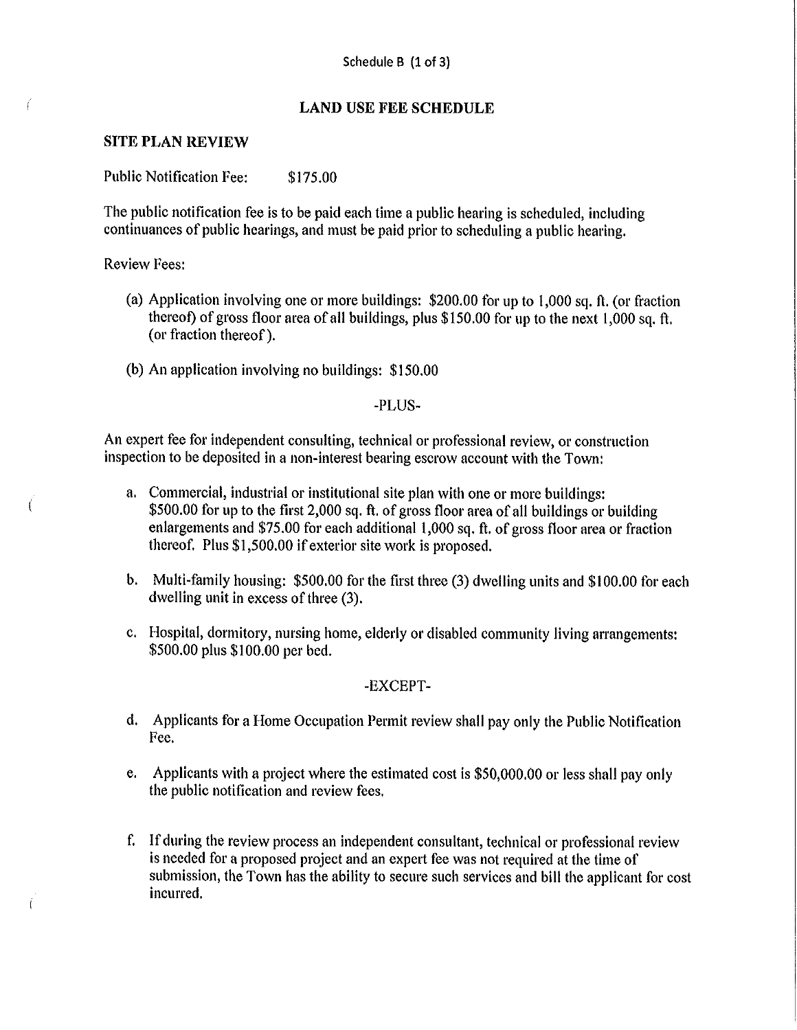Schedule B (1 of 3)

# LAND USE FEE SCHEDULE

## SITE PLAN REVIEW

Public Notification Fee: $175.00

The public notification fee is to be paid each time a public hearing is scheduled, including continuances of public hearings, and must be paid prior to scheduling a public hearing.

Review Fees:

(a) Application involving one or more buildings: $200.00 for up to 1,000 sq. ft. (or fraction thereof) of gross floor area of all buildings, plus $150.00 for up to the next 1,000 sq. ft. (or fraction thereof).

(b) An application involving no buildings: $150.00

-PLUS-

An expert fee for independent consulting, technical or professional review, or construction inspection to be deposited in a non-interest bearing escrow account with the Town:

a. Commercial, industrial or institutional site plan with one or more buildings: $500.00 for up to the first 2,000 sq. ft. of gross floor area of all buildings or building enlargements and $75.00 for each additional 1,000 sq. ft. of gross floor area or fraction thereof. Plus $1,500.00 if exterior site work is proposed.

b. Multi-family housing: $500.00 for the first three (3) dwelling units and $100.00 for each dwelling unit in excess of three (3).

c. Hospital, dormitory, nursing home, elderly or disabled community living arrangements: $500.00 plus $100.00 per bed.

-EXCEPT-

d. Applicants for a Home Occupation Permit review shall pay only the Public Notification Fee.

e. Applicants with a project where the estimated cost is $50,000.00 or less shall pay only the public notification and review fees.

f. If during the review process an independent consultant, technical or professional review is needed for a proposed project and an expert fee was not required at the time of submission, the Town has the ability to secure such services and bill the applicant for cost incurred.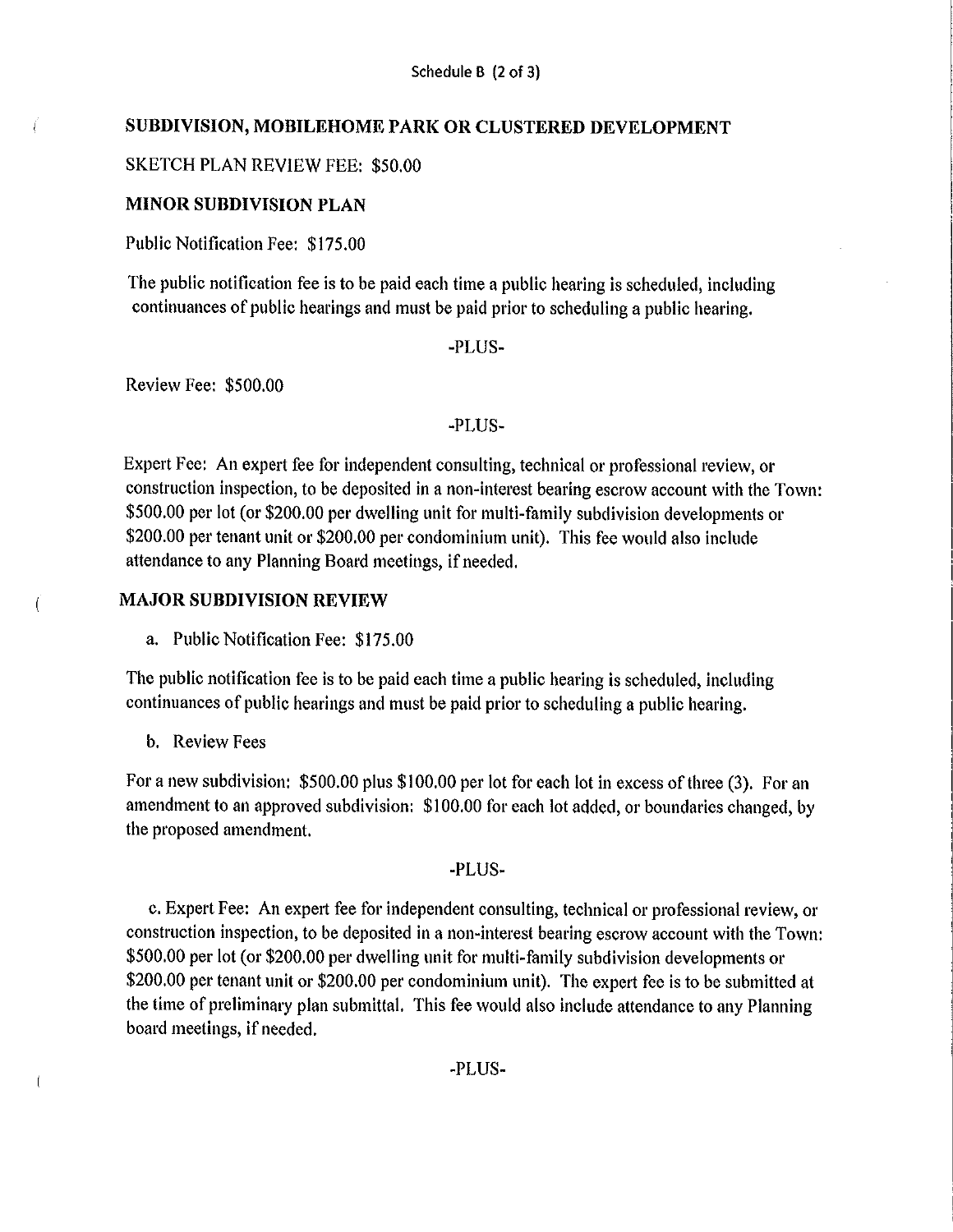Schedule B (2 of 3)

## SUBDIVISION, MOBILEHOME PARK OR CLUSTERED DEVELOPMENT

SKETCH PLAN REVIEW FEE: $50.00

### MINOR SUBDIVISION PLAN

Public Notification Fee: $175.00

The public notification fee is to be paid each time a public hearing is scheduled, including continuances of public hearings and must be paid prior to scheduling a public hearing.

-PLUS-

Review Fee: $500.00

-PLUS-

Expert Fee: An expert fee for independent consulting, technical or professional review, or construction inspection, to be deposited in a non-interest bearing escrow account with the Town: $500.00 per lot (or $200.00 per dwelling unit for multi-family subdivision developments or $200.00 per tenant unit or $200.00 per condominium unit). This fee would also include attendance to any Planning Board meetings, if needed.

### MAJOR SUBDIVISION REVIEW

a. Public Notification Fee: $175.00

The public notification fee is to be paid each time a public hearing is scheduled, including continuances of public hearings and must be paid prior to scheduling a public hearing.

b. Review Fees

For a new subdivision: $500.00 plus $100.00 per lot for each lot in excess of three (3). For an amendment to an approved subdivision: $100.00 for each lot added, or boundaries changed, by the proposed amendment.

-PLUS-

c. Expert Fee: An expert fee for independent consulting, technical or professional review, or construction inspection, to be deposited in a non-interest bearing escrow account with the Town: $500.00 per lot (or $200.00 per dwelling unit for multi-family subdivision developments or $200.00 per tenant unit or $200.00 per condominium unit). The expert fee is to be submitted at the time of preliminary plan submittal. This fee would also include attendance to any Planning board meetings, if needed.

-PLUS-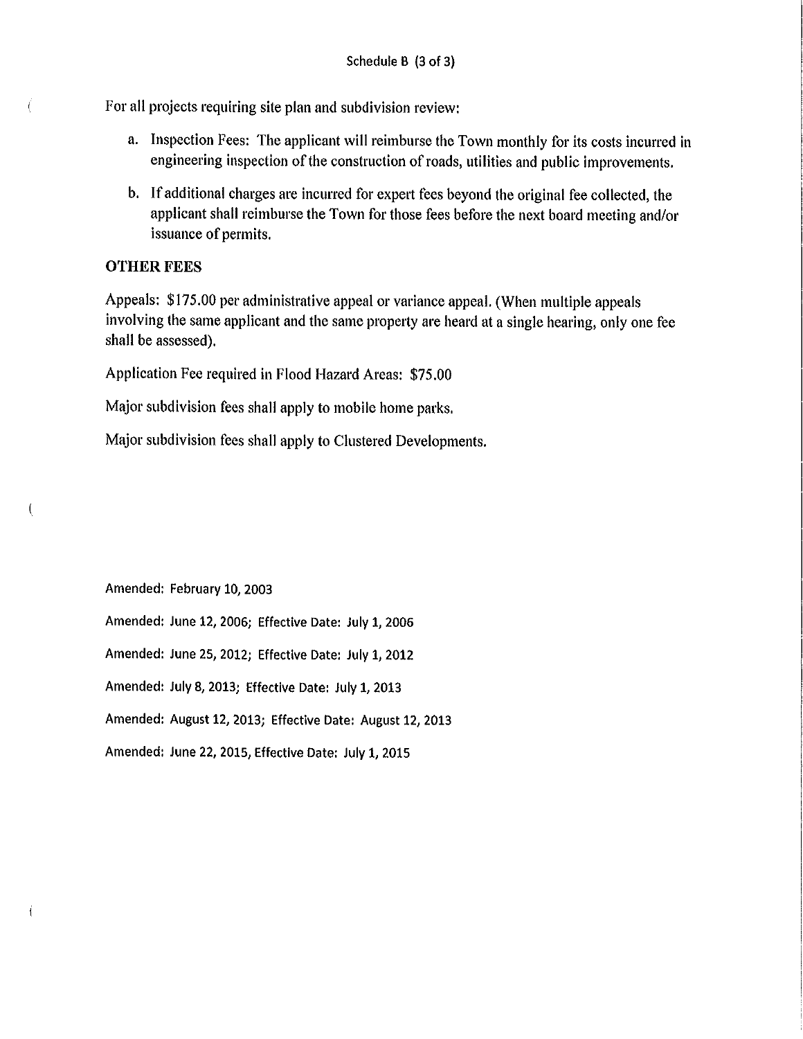Schedule B (3 of 3)

For all projects requiring site plan and subdivision review:

a. Inspection Fees: The applicant will reimburse the Town monthly for its costs incurred in engineering inspection of the construction of roads, utilities and public improvements.

b. If additional charges are incurred for expert fees beyond the original fee collected, the applicant shall reimburse the Town for those fees before the next board meeting and/or issuance of permits.

**OTHER FEES**

Appeals: $175.00 per administrative appeal or variance appeal. (When multiple appeals involving the same applicant and the same property are heard at a single hearing, only one fee shall be assessed).

Application Fee required in Flood Hazard Areas: $75.00

Major subdivision fees shall apply to mobile home parks.

Major subdivision fees shall apply to Clustered Developments.

Amended: February 10, 2003

Amended: June 12, 2006; Effective Date: July 1, 2006

Amended: June 25, 2012; Effective Date: July 1, 2012

Amended: July 8, 2013; Effective Date: July 1, 2013

Amended: August 12, 2013; Effective Date: August 12, 2013

Amended: June 22, 2015, Effective Date: July 1, 2015